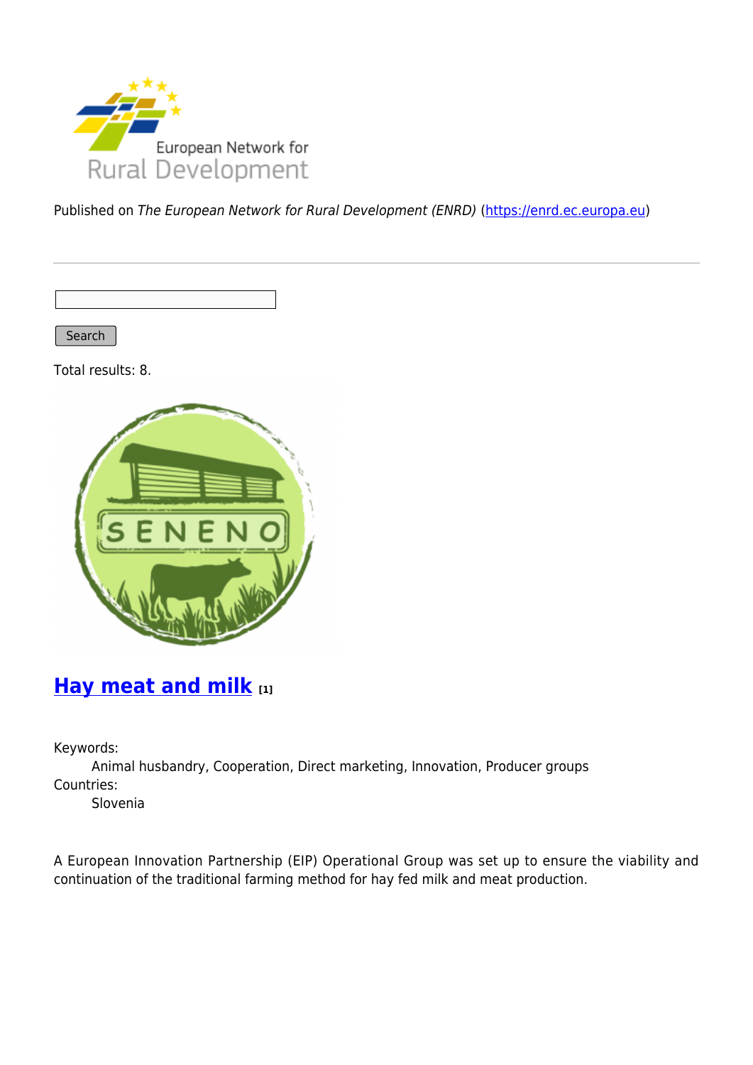Published on *The European Network for Rural Development (ENRD)* (https://enrd.ec.europa.eu)

Search

Total results: 8.

## Hay meat and milk [1]

Keywords:
Animal husbandry, Cooperation, Direct marketing, Innovation, Producer groups

Countries:
Slovenia

A European Innovation Partnership (EIP) Operational Group was set up to ensure the viability and continuation of the traditional farming method for hay fed milk and meat production.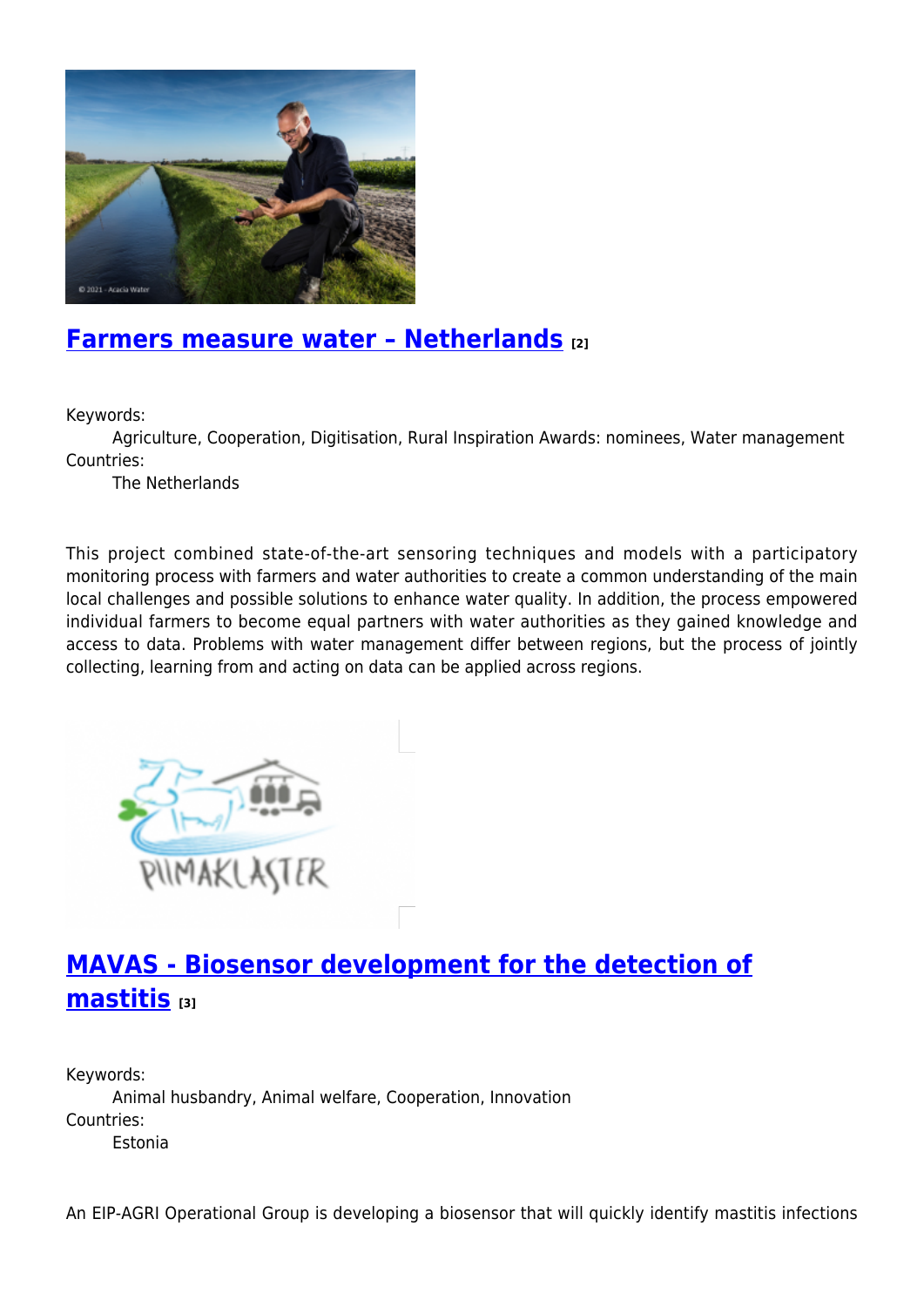## Farmers measure water – Netherlands [2]

Keywords:
Agriculture, Cooperation, Digitisation, Rural Inspiration Awards: nominees, Water management

Countries:
The Netherlands

This project combined state-of-the-art sensoring techniques and models with a participatory monitoring process with farmers and water authorities to create a common understanding of the main local challenges and possible solutions to enhance water quality. In addition, the process empowered individual farmers to become equal partners with water authorities as they gained knowledge and access to data. Problems with water management differ between regions, but the process of jointly collecting, learning from and acting on data can be applied across regions.

## MAVAS - Biosensor development for the detection of mastitis [3]

Keywords:
Animal husbandry, Animal welfare, Cooperation, Innovation

Countries:
Estonia

An EIP-AGRI Operational Group is developing a biosensor that will quickly identify mastitis infections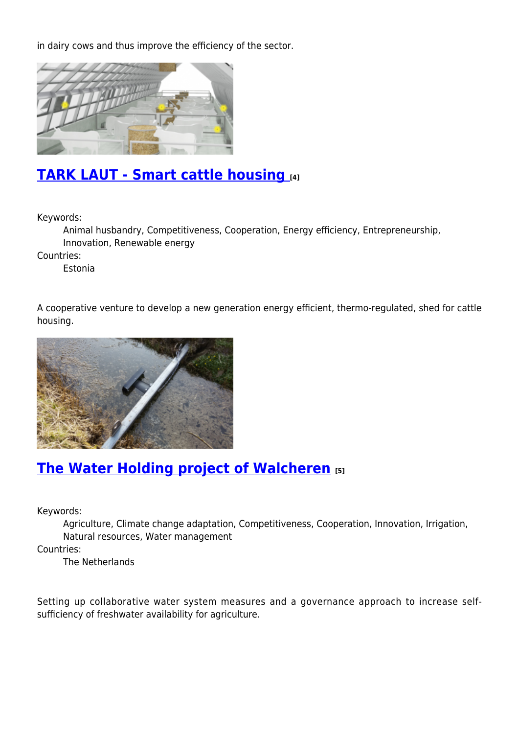in dairy cows and thus improve the efficiency of the sector.

## TARK LAUT - Smart cattle housing [4]

Keywords:
: Animal husbandry, Competitiveness, Cooperation, Energy efficiency, Entrepreneurship, Innovation, Renewable energy

Countries:
: Estonia

A cooperative venture to develop a new generation energy efficient, thermo-regulated, shed for cattle housing.

## The Water Holding project of Walcheren [5]

Keywords:
: Agriculture, Climate change adaptation, Competitiveness, Cooperation, Innovation, Irrigation, Natural resources, Water management

Countries:
: The Netherlands

Setting up collaborative water system measures and a governance approach to increase self-sufficiency of freshwater availability for agriculture.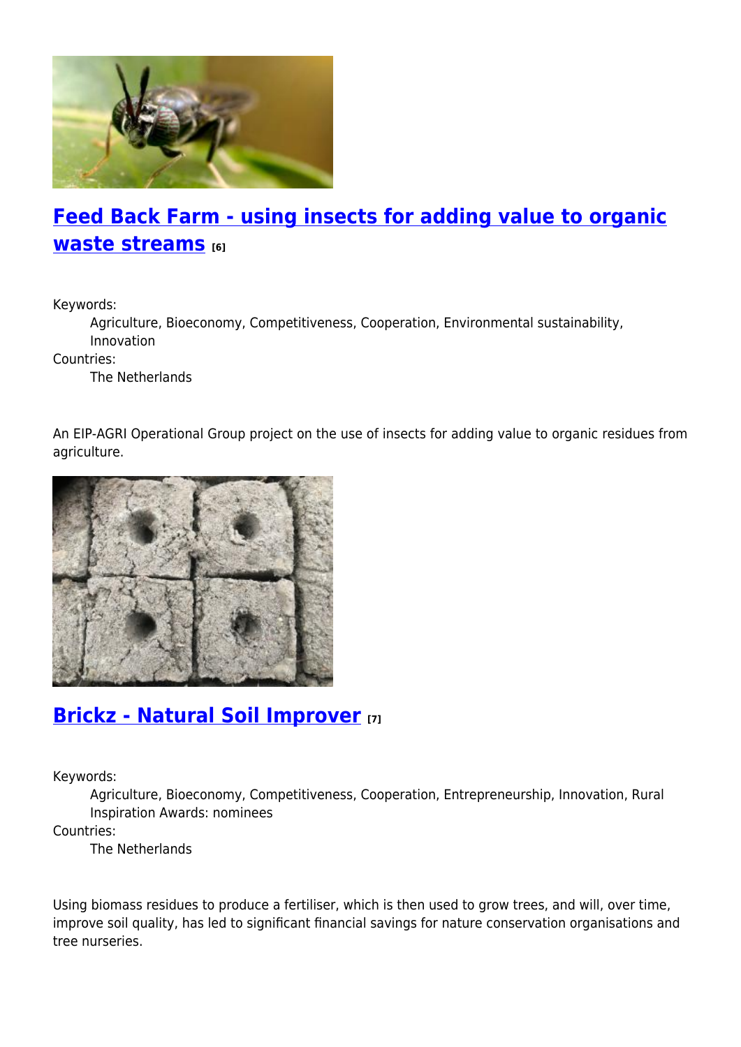## Feed Back Farm - using insects for adding value to organic waste streams [6]

Keywords:

Agriculture, Bioeconomy, Competitiveness, Cooperation, Environmental sustainability, Innovation

Countries:

The Netherlands

An EIP-AGRI Operational Group project on the use of insects for adding value to organic residues from agriculture.

## Brickz - Natural Soil Improver [7]

Keywords:

Agriculture, Bioeconomy, Competitiveness, Cooperation, Entrepreneurship, Innovation, Rural Inspiration Awards: nominees

Countries:

The Netherlands

Using biomass residues to produce a fertiliser, which is then used to grow trees, and will, over time, improve soil quality, has led to significant financial savings for nature conservation organisations and tree nurseries.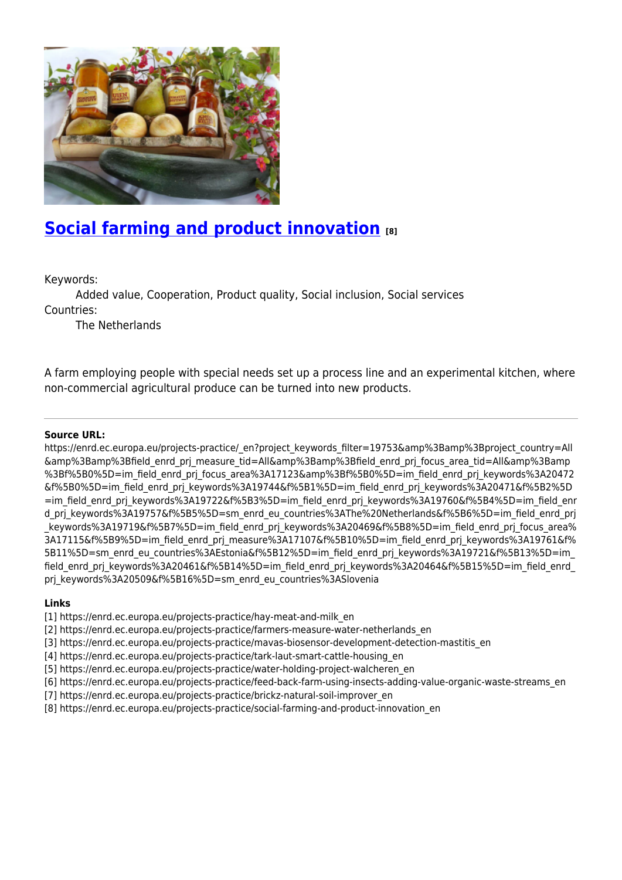## Social farming and product innovation [8]

Keywords:
Added value, Cooperation, Product quality, Social inclusion, Social services

Countries:
The Netherlands

A farm employing people with special needs set up a process line and an experimental kitchen, where non-commercial agricultural produce can be turned into new products.

---

**Source URL:**
https://enrd.ec.europa.eu/projects-practice/_en?project_keywords_filter=19753&amp%3Bamp%3Bproject_country=All&amp%3Bamp%3Bfield_enrd_prj_measure_tid=All&amp%3Bamp%3Bfield_enrd_prj_focus_area_tid=All&amp%3Bamp%3Bf%5B0%5D=im_field_enrd_prj_focus_area%3A17123&amp%3Bf%5B0%5D=im_field_enrd_prj_keywords%3A20472&f%5B0%5D=im_field_enrd_prj_keywords%3A19744&f%5B1%5D=im_field_enrd_prj_keywords%3A20471&f%5B2%5D=im_field_enrd_prj_keywords%3A19722&f%5B3%5D=im_field_enrd_prj_keywords%3A19760&f%5B4%5D=im_field_enrd_prj_keywords%3A19757&f%5B5%5D=sm_enrd_eu_countries%3AThe%20Netherlands&f%5B6%5D=im_field_enrd_prj_keywords%3A19719&f%5B7%5D=im_field_enrd_prj_keywords%3A20469&f%5B8%5D=im_field_enrd_prj_focus_area%3A17115&f%5B9%5D=im_field_enrd_prj_measure%3A17107&f%5B10%5D=im_field_enrd_prj_keywords%3A19761&f%5B11%5D=sm_enrd_eu_countries%3AEstonia&f%5B12%5D=im_field_enrd_prj_keywords%3A19721&f%5B13%5D=im_field_enrd_prj_keywords%3A20461&f%5B14%5D=im_field_enrd_prj_keywords%3A20464&f%5B15%5D=im_field_enrd_prj_keywords%3A20509&f%5B16%5D=sm_enrd_eu_countries%3ASlovenia

**Links**

[1] https://enrd.ec.europa.eu/projects-practice/hay-meat-and-milk_en
[2] https://enrd.ec.europa.eu/projects-practice/farmers-measure-water-netherlands_en
[3] https://enrd.ec.europa.eu/projects-practice/mavas-biosensor-development-detection-mastitis_en
[4] https://enrd.ec.europa.eu/projects-practice/tark-laut-smart-cattle-housing_en
[5] https://enrd.ec.europa.eu/projects-practice/water-holding-project-walcheren_en
[6] https://enrd.ec.europa.eu/projects-practice/feed-back-farm-using-insects-adding-value-organic-waste-streams_en
[7] https://enrd.ec.europa.eu/projects-practice/brickz-natural-soil-improver_en
[8] https://enrd.ec.europa.eu/projects-practice/social-farming-and-product-innovation_en